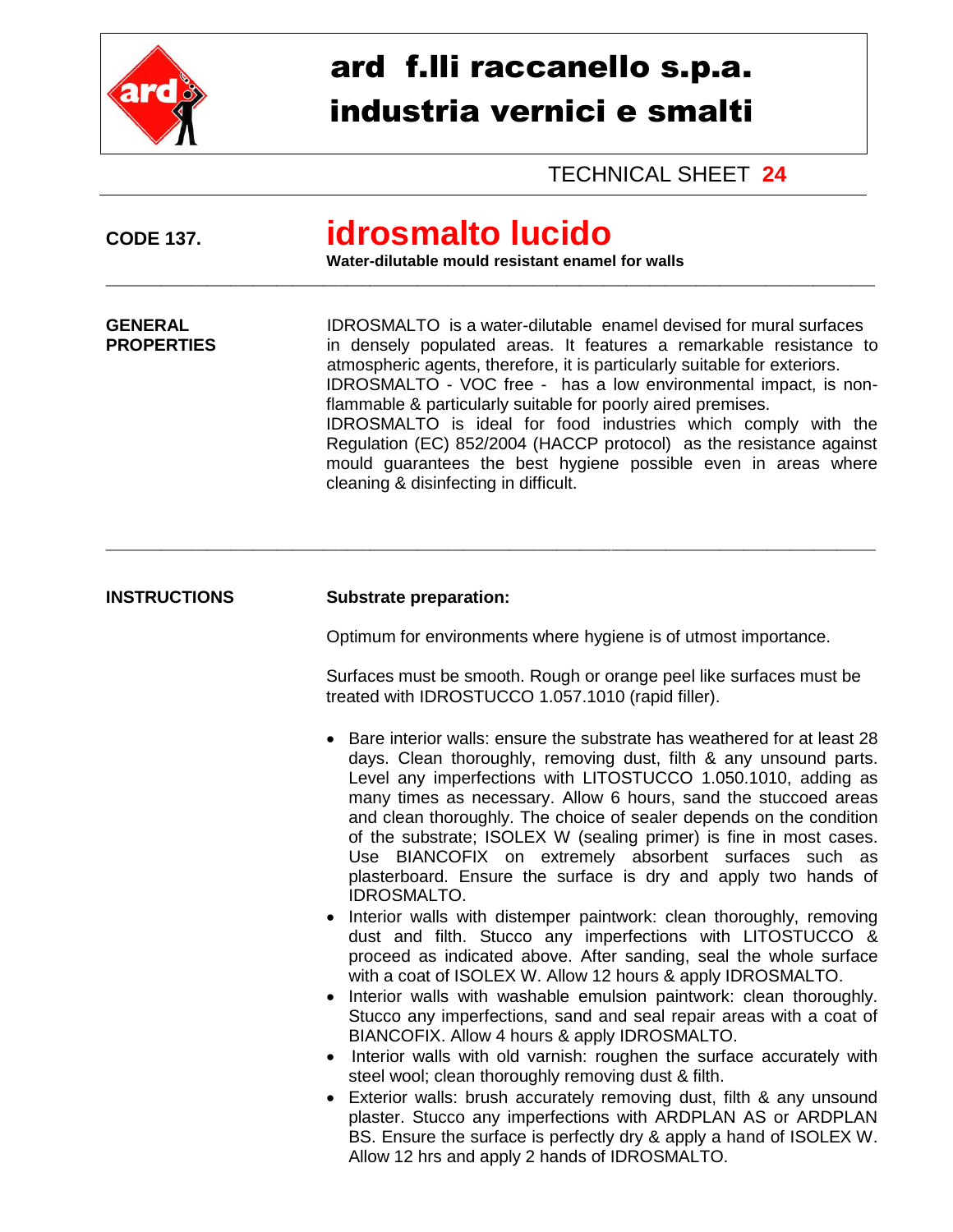# ard f.lli raccanello s.p.a.
# industria vernici e smalti

TECHNICAL SHEET **24**

**CODE 137.**

## idrosmalto lucido

**Water-dilutable mould resistant enamel for walls**

---

**GENERAL PROPERTIES**

IDROSMALTO is a water-dilutable enamel devised for mural surfaces in densely populated areas. It features a remarkable resistance to atmospheric agents, therefore, it is particularly suitable for exteriors.
IDROSMALTO - VOC free - has a low environmental impact, is non-flammable & particularly suitable for poorly aired premises.
IDROSMALTO is ideal for food industries which comply with the Regulation (EC) 852/2004 (HACCP protocol) as the resistance against mould guarantees the best hygiene possible even in areas where cleaning & disinfecting in difficult.

---

**INSTRUCTIONS**

**Substrate preparation:**

Optimum for environments where hygiene is of utmost importance.

Surfaces must be smooth. Rough or orange peel like surfaces must be treated with IDROSTUCCO 1.057.1010 (rapid filler).

- Bare interior walls: ensure the substrate has weathered for at least 28 days. Clean thoroughly, removing dust, filth & any unsound parts. Level any imperfections with LITOSTUCCO 1.050.1010, adding as many times as necessary. Allow 6 hours, sand the stuccoed areas and clean thoroughly. The choice of sealer depends on the condition of the substrate; ISOLEX W (sealing primer) is fine in most cases. Use BIANCOFIX on extremely absorbent surfaces such as plasterboard. Ensure the surface is dry and apply two hands of IDROSMALTO.
- Interior walls with distemper paintwork: clean thoroughly, removing dust and filth. Stucco any imperfections with LITOSTUCCO & proceed as indicated above. After sanding, seal the whole surface with a coat of ISOLEX W. Allow 12 hours & apply IDROSMALTO.
- Interior walls with washable emulsion paintwork: clean thoroughly. Stucco any imperfections, sand and seal repair areas with a coat of BIANCOFIX. Allow 4 hours & apply IDROSMALTO.
- Interior walls with old varnish: roughen the surface accurately with steel wool; clean thoroughly removing dust & filth.
- Exterior walls: brush accurately removing dust, filth & any unsound plaster. Stucco any imperfections with ARDPLAN AS or ARDPLAN BS. Ensure the surface is perfectly dry & apply a hand of ISOLEX W. Allow 12 hrs and apply 2 hands of IDROSMALTO.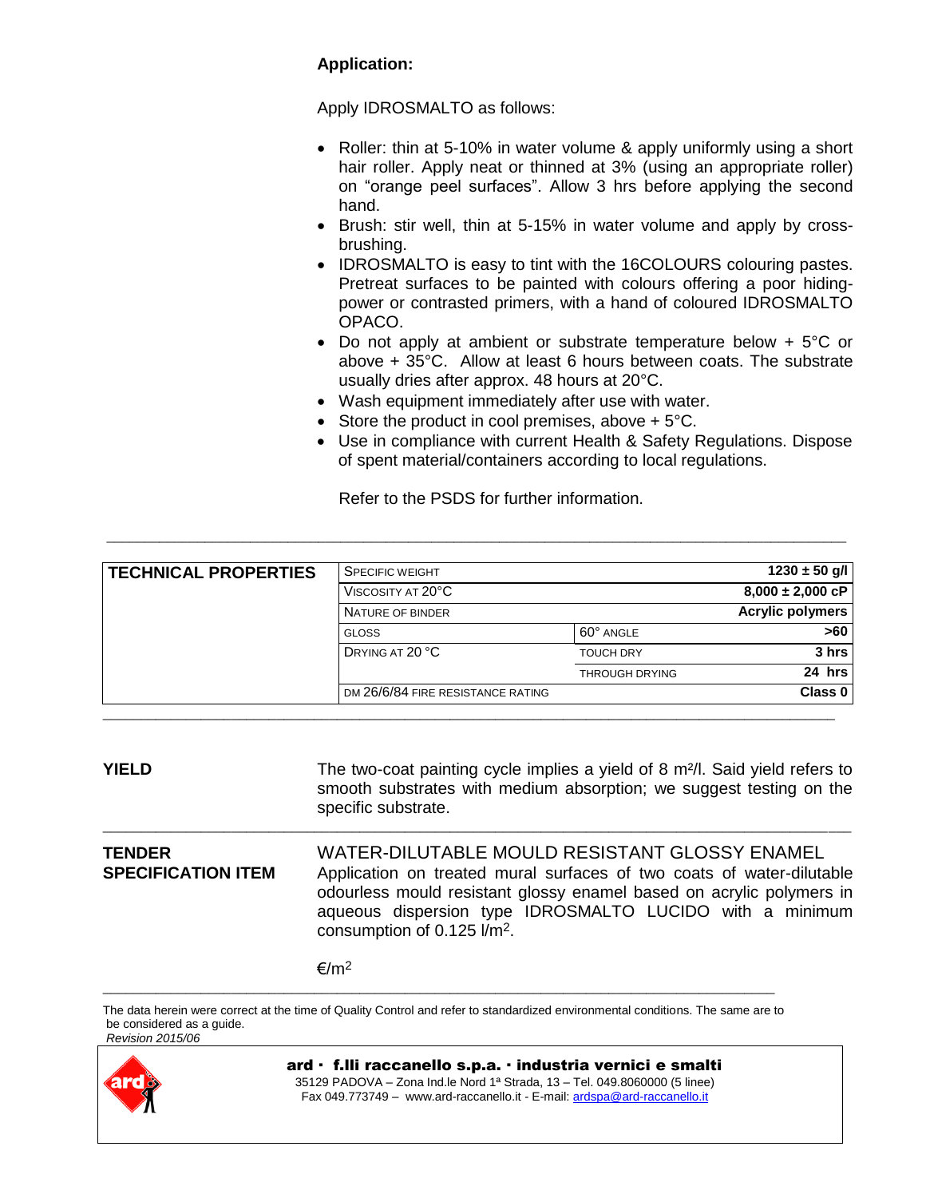**Application:**

Apply IDROSMALTO as follows:

- Roller: thin at 5-10% in water volume & apply uniformly using a short hair roller. Apply neat or thinned at 3% (using an appropriate roller) on "orange peel surfaces". Allow 3 hrs before applying the second hand.
- Brush: stir well, thin at 5-15% in water volume and apply by cross-brushing.
- IDROSMALTO is easy to tint with the 16COLOURS colouring pastes. Pretreat surfaces to be painted with colours offering a poor hiding-power or contrasted primers, with a hand of coloured IDROSMALTO OPACO.
- Do not apply at ambient or substrate temperature below + 5°C or above + 35°C. Allow at least 6 hours between coats. The substrate usually dries after approx. 48 hours at 20°C.
- Wash equipment immediately after use with water.
- Store the product in cool premises, above + 5°C.
- Use in compliance with current Health & Safety Regulations. Dispose of spent material/containers according to local regulations.

Refer to the PSDS for further information.

| | | | |
|---|---|---|---|
| **TECHNICAL PROPERTIES** | SPECIFIC WEIGHT | | **1230 ± 50 g/l** |
| | VISCOSITY AT 20°C | | **8,000 ± 2,000 cP** |
| | NATURE OF BINDER | | **Acrylic polymers** |
| | GLOSS | 60° ANGLE | **>60** |
| | DRYING AT 20 °C | TOUCH DRY | **3 hrs** |
| | | THROUGH DRYING | **24 hrs** |
| | DM 26/6/84 FIRE RESISTANCE RATING | | **Class 0** |

**YIELD**

The two-coat painting cycle implies a yield of 8 m²/l. Said yield refers to smooth substrates with medium absorption; we suggest testing on the specific substrate.

**TENDER SPECIFICATION ITEM**

WATER-DILUTABLE MOULD RESISTANT GLOSSY ENAMEL
Application on treated mural surfaces of two coats of water-dilutable odourless mould resistant glossy enamel based on acrylic polymers in aqueous dispersion type IDROSMALTO LUCIDO with a minimum consumption of 0.125 l/m$^2$.

€/m$^2$

The data herein were correct at the time of Quality Control and refer to standardized environmental conditions. The same are to be considered as a guide.
*Revision 2015/06*

**ard · f.lli raccanello s.p.a. · industria vernici e smalti**
35129 PADOVA – Zona Ind.le Nord 1ª Strada, 13 – Tel. 049.8060000 (5 linee)
Fax 049.773749 – www.ard-raccanello.it - E-mail: ardspa@ard-raccanello.it